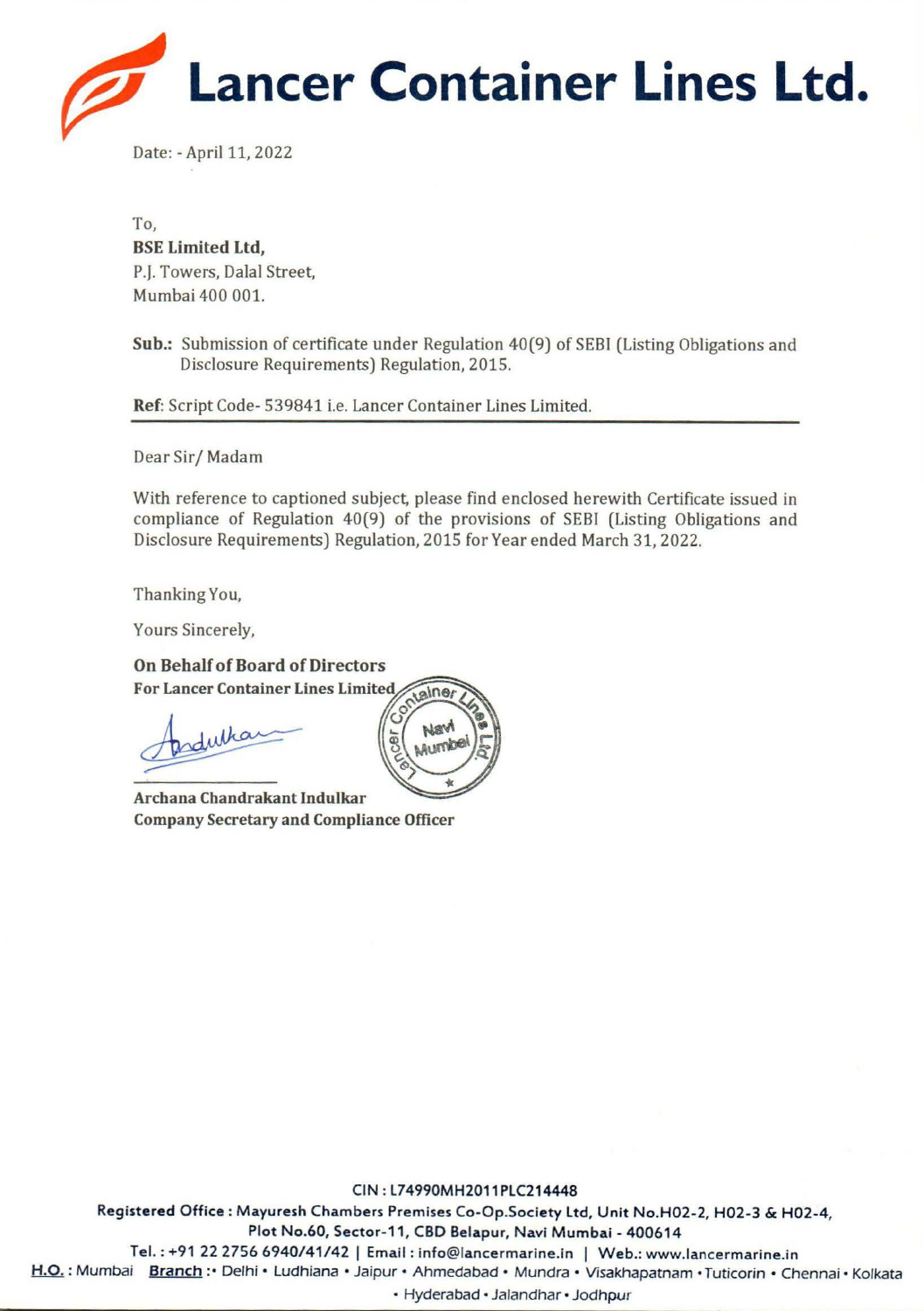# Lancer Container Lines Ltd.

Date: - April 11, 2022

To,
**BSE Limited Ltd,**
P.J. Towers, Dalal Street,
Mumbai 400 001.

**Sub.:** Submission of certificate under Regulation 40(9) of SEBI (Listing Obligations and Disclosure Requirements) Regulation, 2015.

**Ref**: Script Code- 539841 i.e. Lancer Container Lines Limited.

Dear Sir/ Madam

With reference to captioned subject, please find enclosed herewith Certificate issued in compliance of Regulation 40(9) of the provisions of SEBI (Listing Obligations and Disclosure Requirements) Regulation, 2015 for Year ended March 31, 2022.

Thanking You,

Yours Sincerely,

**On Behalf of Board of Directors**
**For Lancer Container Lines Limited**

**Archana Chandrakant Indulkar**
**Company Secretary and Compliance Officer**

CIN : L74990MH2011PLC214448
**Registered Office :** Mayuresh Chambers Premises Co-Op.Society Ltd, Unit No.H02-2, H02-3 & H02-4, Plot No.60, Sector-11, CBD Belapur, Navi Mumbai - 400614
Tel. : +91 22 2756 6940/41/42 | Email : info@lancermarine.in | Web.: www.lancermarine.in
**H.O.** : Mumbai **Branch** :• Delhi • Ludhiana • Jaipur • Ahmedabad • Mundra • Visakhapatnam • Tuticorin • Chennai • Kolkata • Hyderabad • Jalandhar • Jodhpur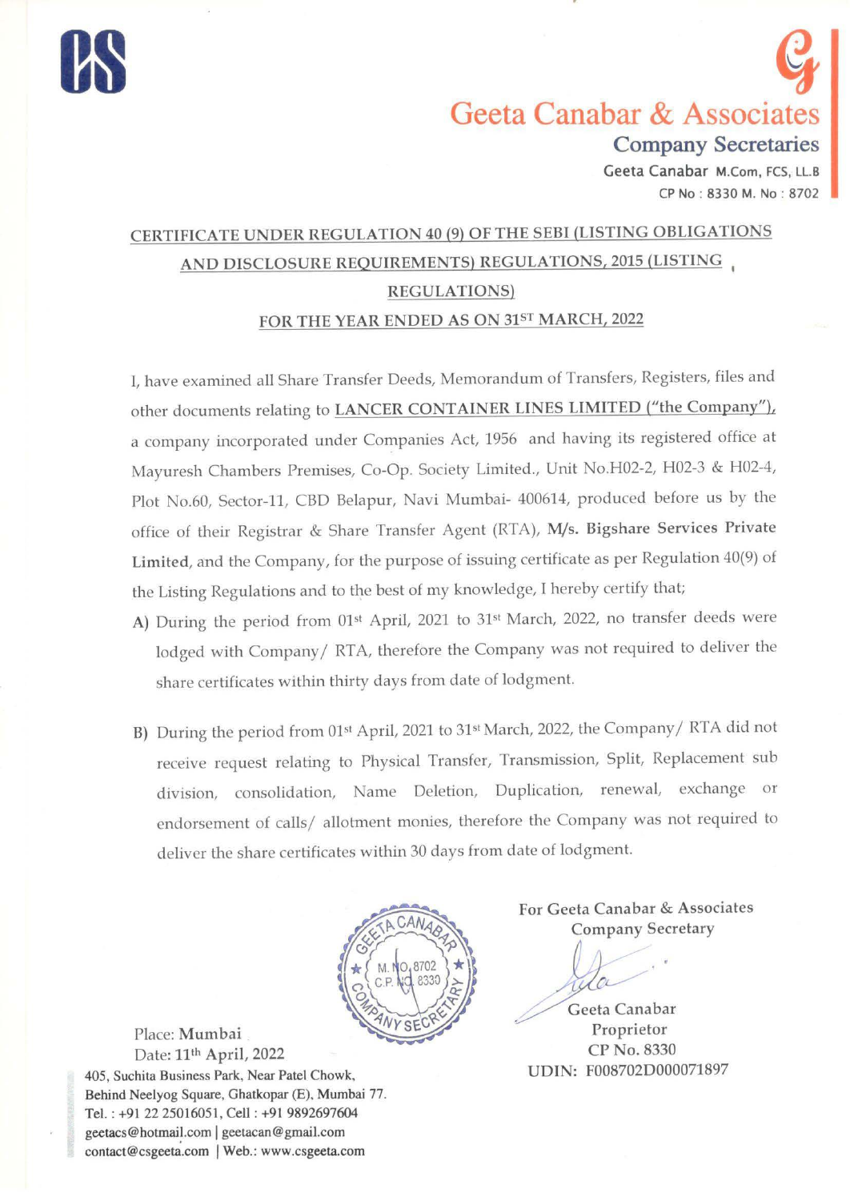# Geeta Canabar & Associates

**Company Secretaries**

Geeta Canabar M.Com, FCS, LL.B

CP No : 8330 M. No : 8702

## CERTIFICATE UNDER REGULATION 40 (9) OF THE SEBI (LISTING OBLIGATIONS AND DISCLOSURE REQUIREMENTS) REGULATIONS, 2015 (LISTING REGULATIONS)

## FOR THE YEAR ENDED AS ON 31ST MARCH, 2022

I, have examined all Share Transfer Deeds, Memorandum of Transfers, Registers, files and other documents relating to **LANCER CONTAINER LINES LIMITED ("the Company")**, a company incorporated under Companies Act, 1956 and having its registered office at Mayuresh Chambers Premises, Co-Op. Society Limited., Unit No.H02-2, H02-3 & H02-4, Plot No.60, Sector-11, CBD Belapur, Navi Mumbai- 400614, produced before us by the office of their Registrar & Share Transfer Agent (RTA), **M/s. Bigshare Services Private Limited**, and the Company, for the purpose of issuing certificate as per Regulation 40(9) of the Listing Regulations and to the best of my knowledge, I hereby certify that;

A) During the period from 01st April, 2021 to 31st March, 2022, no transfer deeds were lodged with Company/ RTA, therefore the Company was not required to deliver the share certificates within thirty days from date of lodgment.

B) During the period from 01st April, 2021 to 31st March, 2022, the Company/ RTA did not receive request relating to Physical Transfer, Transmission, Split, Replacement sub division, consolidation, Name Deletion, Duplication, renewal, exchange or endorsement of calls/ allotment monies, therefore the Company was not required to deliver the share certificates within 30 days from date of lodgment.

For Geeta Canabar & Associates
Company Secretary

Geeta Canabar
Proprietor
CP No. 8330
UDIN: F008702D000071897

Place: **Mumbai**
Date: **11th April, 2022**

405, Suchita Business Park, Near Patel Chowk, Behind Neelyog Square, Ghatkopar (E), Mumbai 77.
Tel. : +91 22 25016051, Cell : +91 9892697604
geetacs@hotmail.com | geetacan@gmail.com
contact@csgeeta.com | Web.: www.csgeeta.com